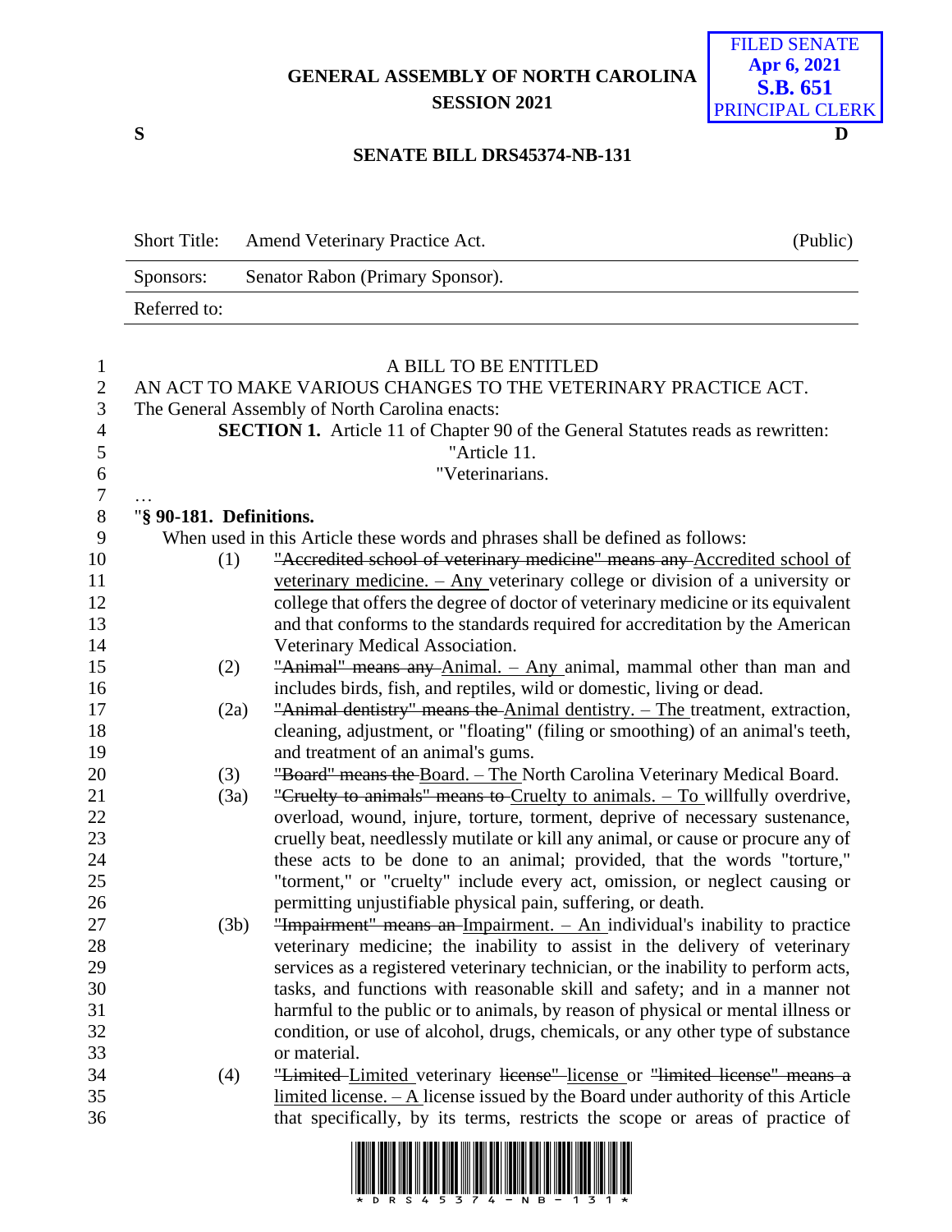GENERAL ASSEMBLY OF NORTH CAROLINA
SESSION 2021

FILED SENATE
Apr 6, 2021
S.B. 651
PRINCIPAL CLERK

S D

## SENATE BILL DRS45374-NB-131

| Short Title: | Amend Veterinary Practice Act. | (Public) |
|---|---|---|
| Sponsors: | Senator Rabon (Primary Sponsor). | |
| Referred to: | | |

A BILL TO BE ENTITLED

AN ACT TO MAKE VARIOUS CHANGES TO THE VETERINARY PRACTICE ACT.

The General Assembly of North Carolina enacts:

**SECTION 1.** Article 11 of Chapter 90 of the General Statutes reads as rewritten:

"Article 11.

"Veterinarians.

…

"**§ 90-181. Definitions.**

When used in this Article these words and phrases shall be defined as follows:

(1) ~~"Accredited school of veterinary medicine" means any~~ <u>Accredited school of veterinary medicine. – Any</u> veterinary college or division of a university or college that offers the degree of doctor of veterinary medicine or its equivalent and that conforms to the standards required for accreditation by the American Veterinary Medical Association.

(2) ~~"Animal" means any~~ <u>Animal. – Any</u> animal, mammal other than man and includes birds, fish, and reptiles, wild or domestic, living or dead.

(2a) ~~"Animal dentistry" means the~~ <u>Animal dentistry. – The</u> treatment, extraction, cleaning, adjustment, or "floating" (filing or smoothing) of an animal's teeth, and treatment of an animal's gums.

(3) ~~"Board" means the~~ <u>Board. – The</u> North Carolina Veterinary Medical Board.

(3a) ~~"Cruelty to animals" means to~~ <u>Cruelty to animals. – To</u> willfully overdrive, overload, wound, injure, torture, torment, deprive of necessary sustenance, cruelly beat, needlessly mutilate or kill any animal, or cause or procure any of these acts to be done to an animal; provided, that the words "torture," "torment," or "cruelty" include every act, omission, or neglect causing or permitting unjustifiable physical pain, suffering, or death.

(3b) ~~"Impairment" means an~~ <u>Impairment. – An</u> individual's inability to practice veterinary medicine; the inability to assist in the delivery of veterinary services as a registered veterinary technician, or the inability to perform acts, tasks, and functions with reasonable skill and safety; and in a manner not harmful to the public or to animals, by reason of physical or mental illness or condition, or use of alcohol, drugs, chemicals, or any other type of substance or material.

(4) ~~"Limited~~ <u>Limited</u> veterinary ~~license"~~ <u>license</u> or ~~"limited license" means a~~ <u>limited license. – A</u> license issued by the Board under authority of this Article that specifically, by its terms, restricts the scope or areas of practice of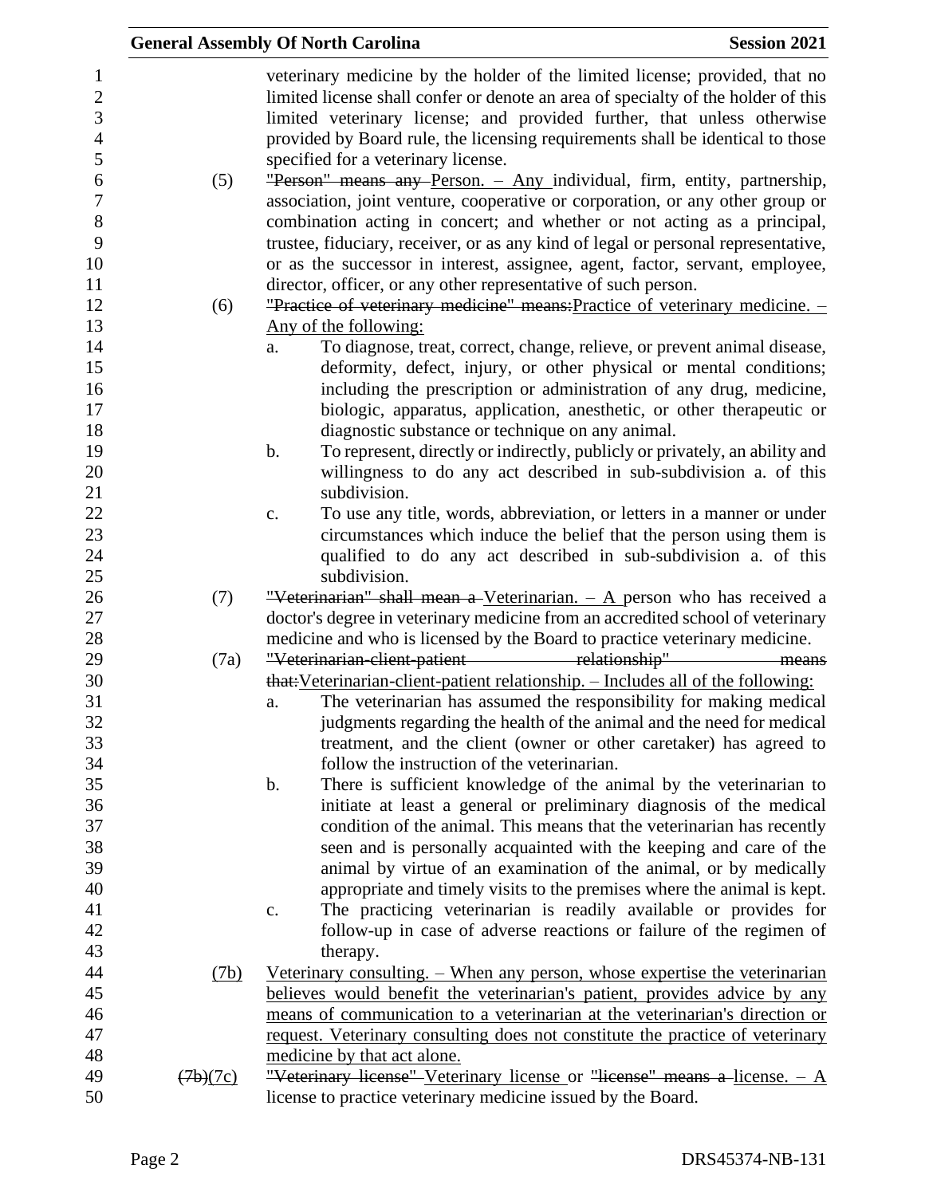veterinary medicine by the holder of the limited license; provided, that no limited license shall confer or denote an area of specialty of the holder of this limited veterinary license; and provided further, that unless otherwise provided by Board rule, the licensing requirements shall be identical to those specified for a veterinary license.

(5) ~~"Person" means any~~ Person. – Any individual, firm, entity, partnership, association, joint venture, cooperative or corporation, or any other group or combination acting in concert; and whether or not acting as a principal, trustee, fiduciary, receiver, or as any kind of legal or personal representative, or as the successor in interest, assignee, agent, factor, servant, employee, director, officer, or any other representative of such person.

(6) ~~"Practice of veterinary medicine" means:~~ Practice of veterinary medicine. – Any of the following:

a. To diagnose, treat, correct, change, relieve, or prevent animal disease, deformity, defect, injury, or other physical or mental conditions; including the prescription or administration of any drug, medicine, biologic, apparatus, application, anesthetic, or other therapeutic or diagnostic substance or technique on any animal.

b. To represent, directly or indirectly, publicly or privately, an ability and willingness to do any act described in sub-subdivision a. of this subdivision.

c. To use any title, words, abbreviation, or letters in a manner or under circumstances which induce the belief that the person using them is qualified to do any act described in sub-subdivision a. of this subdivision.

(7) ~~"Veterinarian" shall mean a~~ Veterinarian. – A person who has received a doctor's degree in veterinary medicine from an accredited school of veterinary medicine and who is licensed by the Board to practice veterinary medicine.

(7a) ~~"Veterinarian-client-patient relationship" means that:~~ Veterinarian-client-patient relationship. – Includes all of the following:

a. The veterinarian has assumed the responsibility for making medical judgments regarding the health of the animal and the need for medical treatment, and the client (owner or other caretaker) has agreed to follow the instruction of the veterinarian.

b. There is sufficient knowledge of the animal by the veterinarian to initiate at least a general or preliminary diagnosis of the medical condition of the animal. This means that the veterinarian has recently seen and is personally acquainted with the keeping and care of the animal by virtue of an examination of the animal, or by medically appropriate and timely visits to the premises where the animal is kept.

c. The practicing veterinarian is readily available or provides for follow-up in case of adverse reactions or failure of the regimen of therapy.

(7b) Veterinary consulting. – When any person, whose expertise the veterinarian believes would benefit the veterinarian's patient, provides advice by any means of communication to a veterinarian at the veterinarian's direction or request. Veterinary consulting does not constitute the practice of veterinary medicine by that act alone.

~~(7b)~~(7c) ~~"Veterinary license"~~ Veterinary license or ~~"license" means a~~ license. – A license to practice veterinary medicine issued by the Board.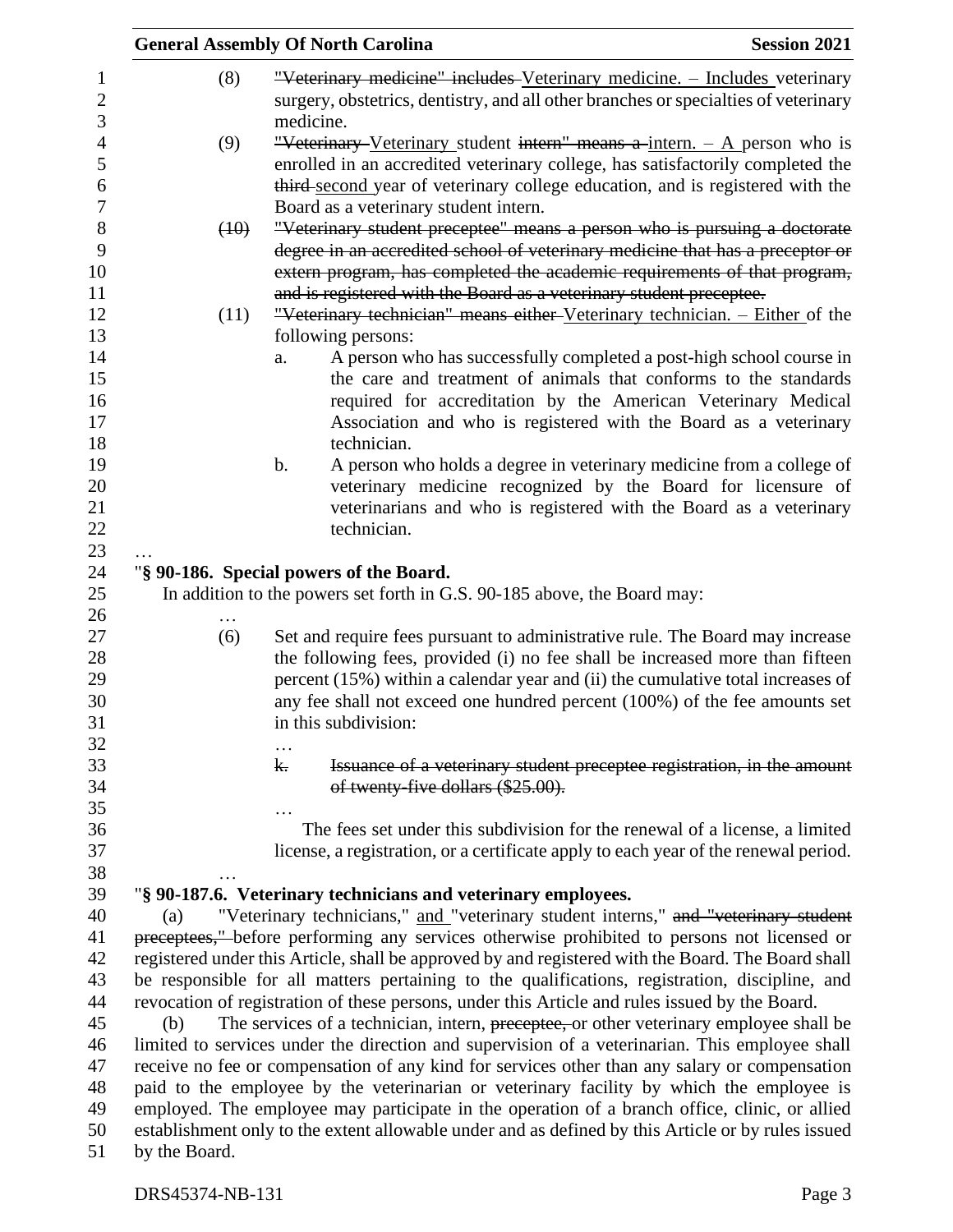(8) ~~"Veterinary medicine" includes~~ Veterinary medicine. – Includes veterinary surgery, obstetrics, dentistry, and all other branches or specialties of veterinary medicine.

(9) ~~"Veterinary~~ Veterinary student ~~intern" means a~~ intern. – A person who is enrolled in an accredited veterinary college, has satisfactorily completed the ~~third~~ second year of veterinary college education, and is registered with the Board as a veterinary student intern.

~~(10) "Veterinary student preceptee" means a person who is pursuing a doctorate degree in an accredited school of veterinary medicine that has a preceptor or extern program, has completed the academic requirements of that program, and is registered with the Board as a veterinary student preceptee.~~

(11) ~~"Veterinary technician" means either~~ Veterinary technician. – Either of the following persons:

a. A person who has successfully completed a post-high school course in the care and treatment of animals that conforms to the standards required for accreditation by the American Veterinary Medical Association and who is registered with the Board as a veterinary technician.

b. A person who holds a degree in veterinary medicine from a college of veterinary medicine recognized by the Board for licensure of veterinarians and who is registered with the Board as a veterinary technician.

…

"**§ 90-186. Special powers of the Board.**

In addition to the powers set forth in G.S. 90-185 above, the Board may:

…

(6) Set and require fees pursuant to administrative rule. The Board may increase the following fees, provided (i) no fee shall be increased more than fifteen percent (15%) within a calendar year and (ii) the cumulative total increases of any fee shall not exceed one hundred percent (100%) of the fee amounts set in this subdivision:

…

~~k. Issuance of a veterinary student preceptee registration, in the amount of twenty-five dollars ($25.00).~~

…

The fees set under this subdivision for the renewal of a license, a limited license, a registration, or a certificate apply to each year of the renewal period.

…

"**§ 90-187.6. Veterinary technicians and veterinary employees.**

(a) "Veterinary technicians," and "veterinary student interns," ~~and "veterinary student preceptees,"~~ before performing any services otherwise prohibited to persons not licensed or registered under this Article, shall be approved by and registered with the Board. The Board shall be responsible for all matters pertaining to the qualifications, registration, discipline, and revocation of registration of these persons, under this Article and rules issued by the Board.

(b) The services of a technician, intern, ~~preceptee,~~ or other veterinary employee shall be limited to services under the direction and supervision of a veterinarian. This employee shall receive no fee or compensation of any kind for services other than any salary or compensation paid to the employee by the veterinarian or veterinary facility by which the employee is employed. The employee may participate in the operation of a branch office, clinic, or allied establishment only to the extent allowable under and as defined by this Article or by rules issued by the Board.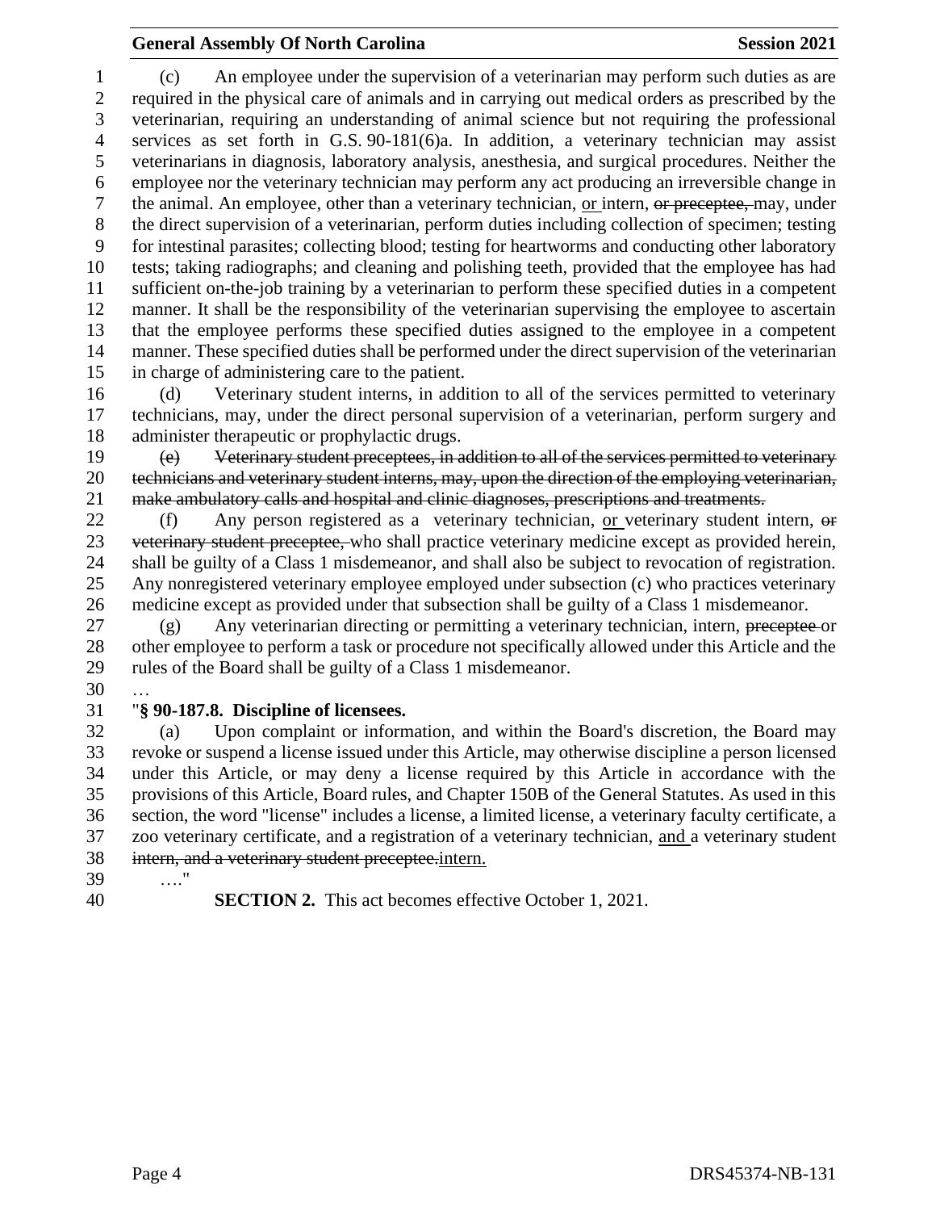(c) An employee under the supervision of a veterinarian may perform such duties as are required in the physical care of animals and in carrying out medical orders as prescribed by the veterinarian, requiring an understanding of animal science but not requiring the professional services as set forth in G.S. 90-181(6)a. In addition, a veterinary technician may assist veterinarians in diagnosis, laboratory analysis, anesthesia, and surgical procedures. Neither the employee nor the veterinary technician may perform any act producing an irreversible change in the animal. An employee, other than a veterinary technician, <u>or</u> intern, ~~or preceptee,~~ may, under the direct supervision of a veterinarian, perform duties including collection of specimen; testing for intestinal parasites; collecting blood; testing for heartworms and conducting other laboratory tests; taking radiographs; and cleaning and polishing teeth, provided that the employee has had sufficient on-the-job training by a veterinarian to perform these specified duties in a competent manner. It shall be the responsibility of the veterinarian supervising the employee to ascertain that the employee performs these specified duties assigned to the employee in a competent manner. These specified duties shall be performed under the direct supervision of the veterinarian in charge of administering care to the patient.

(d) Veterinary student interns, in addition to all of the services permitted to veterinary technicians, may, under the direct personal supervision of a veterinarian, perform surgery and administer therapeutic or prophylactic drugs.

~~(e) Veterinary student preceptees, in addition to all of the services permitted to veterinary technicians and veterinary student interns, may, upon the direction of the employing veterinarian, make ambulatory calls and hospital and clinic diagnoses, prescriptions and treatments.~~

(f) Any person registered as a veterinary technician, <u>or</u> veterinary student intern, ~~or veterinary student preceptee,~~ who shall practice veterinary medicine except as provided herein, shall be guilty of a Class 1 misdemeanor, and shall also be subject to revocation of registration. Any nonregistered veterinary employee employed under subsection (c) who practices veterinary medicine except as provided under that subsection shall be guilty of a Class 1 misdemeanor.

(g) Any veterinarian directing or permitting a veterinary technician, intern, ~~preceptee~~ or other employee to perform a task or procedure not specifically allowed under this Article and the rules of the Board shall be guilty of a Class 1 misdemeanor.

…

"**§ 90-187.8. Discipline of licensees.**

(a) Upon complaint or information, and within the Board's discretion, the Board may revoke or suspend a license issued under this Article, may otherwise discipline a person licensed under this Article, or may deny a license required by this Article in accordance with the provisions of this Article, Board rules, and Chapter 150B of the General Statutes. As used in this section, the word "license" includes a license, a limited license, a veterinary faculty certificate, a zoo veterinary certificate, and a registration of a veterinary technician, <u>and</u> a veterinary student ~~intern, and a veterinary student preceptee.~~<u>intern.</u>

…."

**SECTION 2.** This act becomes effective October 1, 2021.